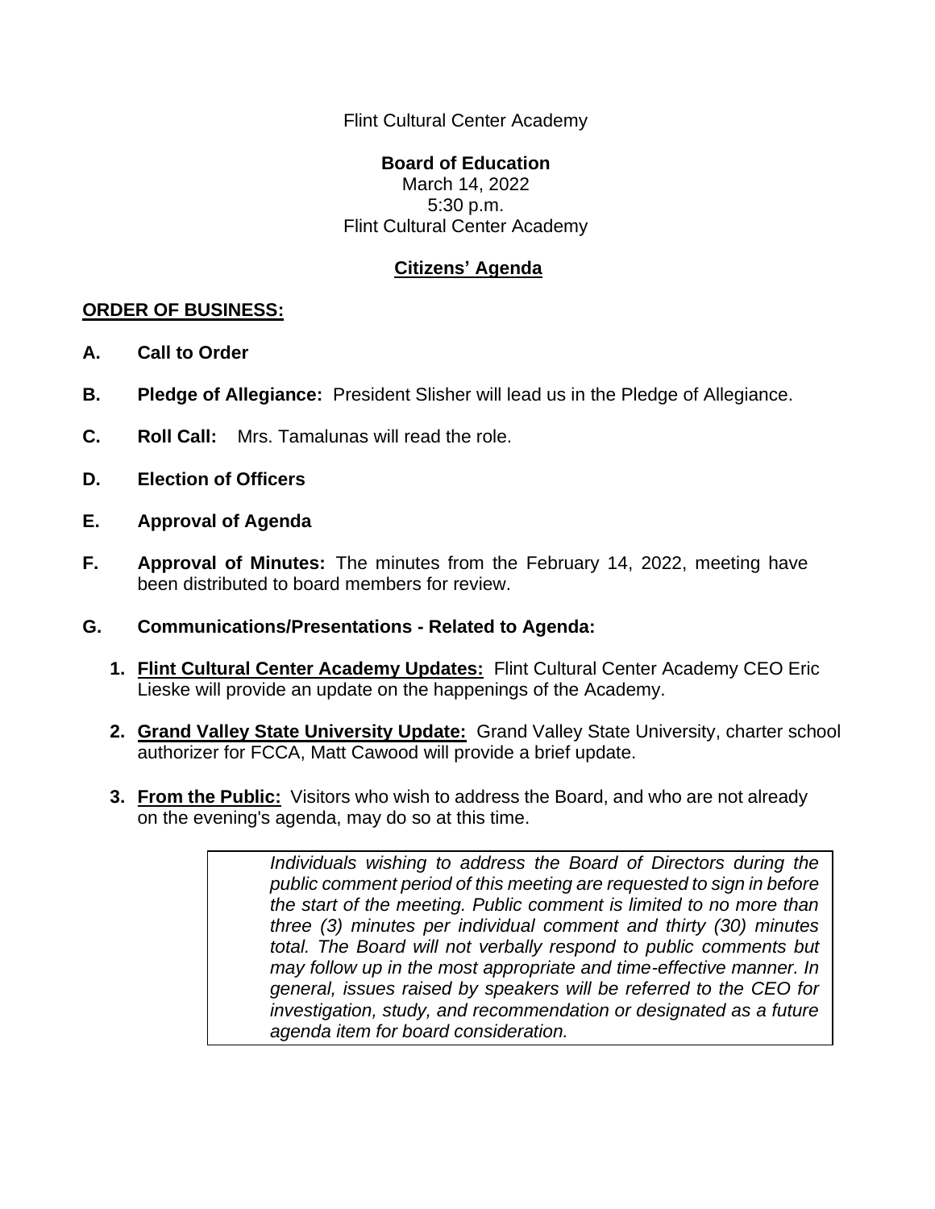Flint Cultural Center Academy

**Board of Education**
March 14, 2022
5:30 p.m.
Flint Cultural Center Academy

**Citizens' Agenda**

**ORDER OF BUSINESS:**

**A. Call to Order**

**B. Pledge of Allegiance:** President Slisher will lead us in the Pledge of Allegiance.

**C. Roll Call:** Mrs. Tamalunas will read the role.

**D. Election of Officers**

**E. Approval of Agenda**

**F. Approval of Minutes:** The minutes from the February 14, 2022, meeting have been distributed to board members for review.

**G. Communications/Presentations - Related to Agenda:**

1. **Flint Cultural Center Academy Updates:** Flint Cultural Center Academy CEO Eric Lieske will provide an update on the happenings of the Academy.

2. **Grand Valley State University Update:** Grand Valley State University, charter school authorizer for FCCA, Matt Cawood will provide a brief update.

3. **From the Public:** Visitors who wish to address the Board, and who are not already on the evening's agenda, may do so at this time.

> *Individuals wishing to address the Board of Directors during the public comment period of this meeting are requested to sign in before the start of the meeting. Public comment is limited to no more than three (3) minutes per individual comment and thirty (30) minutes total. The Board will not verbally respond to public comments but may follow up in the most appropriate and time-effective manner. In general, issues raised by speakers will be referred to the CEO for investigation, study, and recommendation or designated as a future agenda item for board consideration.*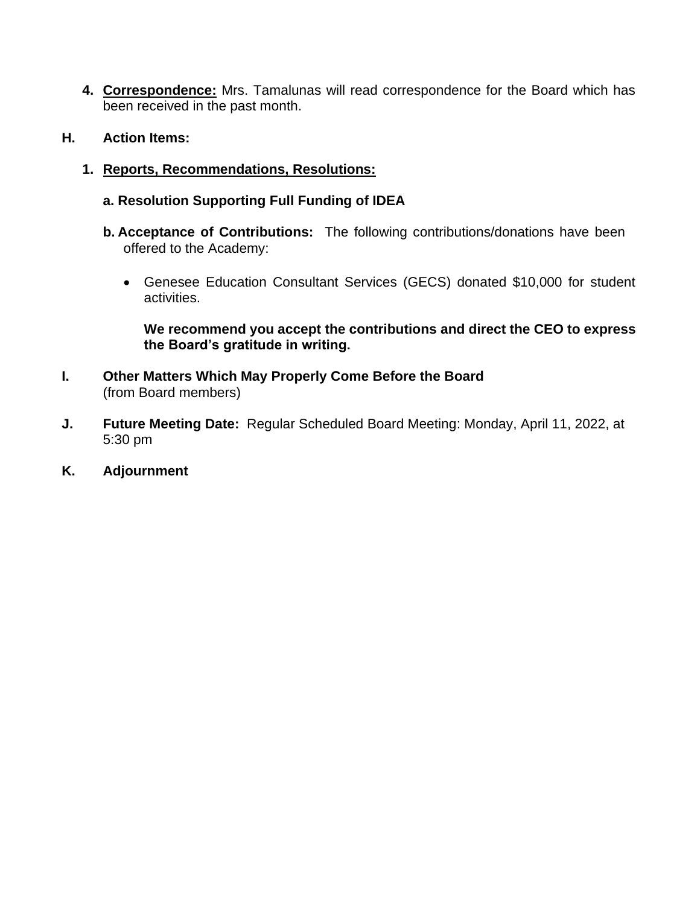4. **Correspondence:** Mrs. Tamalunas will read correspondence for the Board which has been received in the past month.

**H. Action Items:**

1. **Reports, Recommendations, Resolutions:**

   **a. Resolution Supporting Full Funding of IDEA**

   **b. Acceptance of Contributions:** The following contributions/donations have been offered to the Academy:

   - Genesee Education Consultant Services (GECS) donated $10,000 for student activities.

     **We recommend you accept the contributions and direct the CEO to express the Board's gratitude in writing.**

**I. Other Matters Which May Properly Come Before the Board**
(from Board members)

**J. Future Meeting Date:** Regular Scheduled Board Meeting: Monday, April 11, 2022, at 5:30 pm

**K. Adjournment**